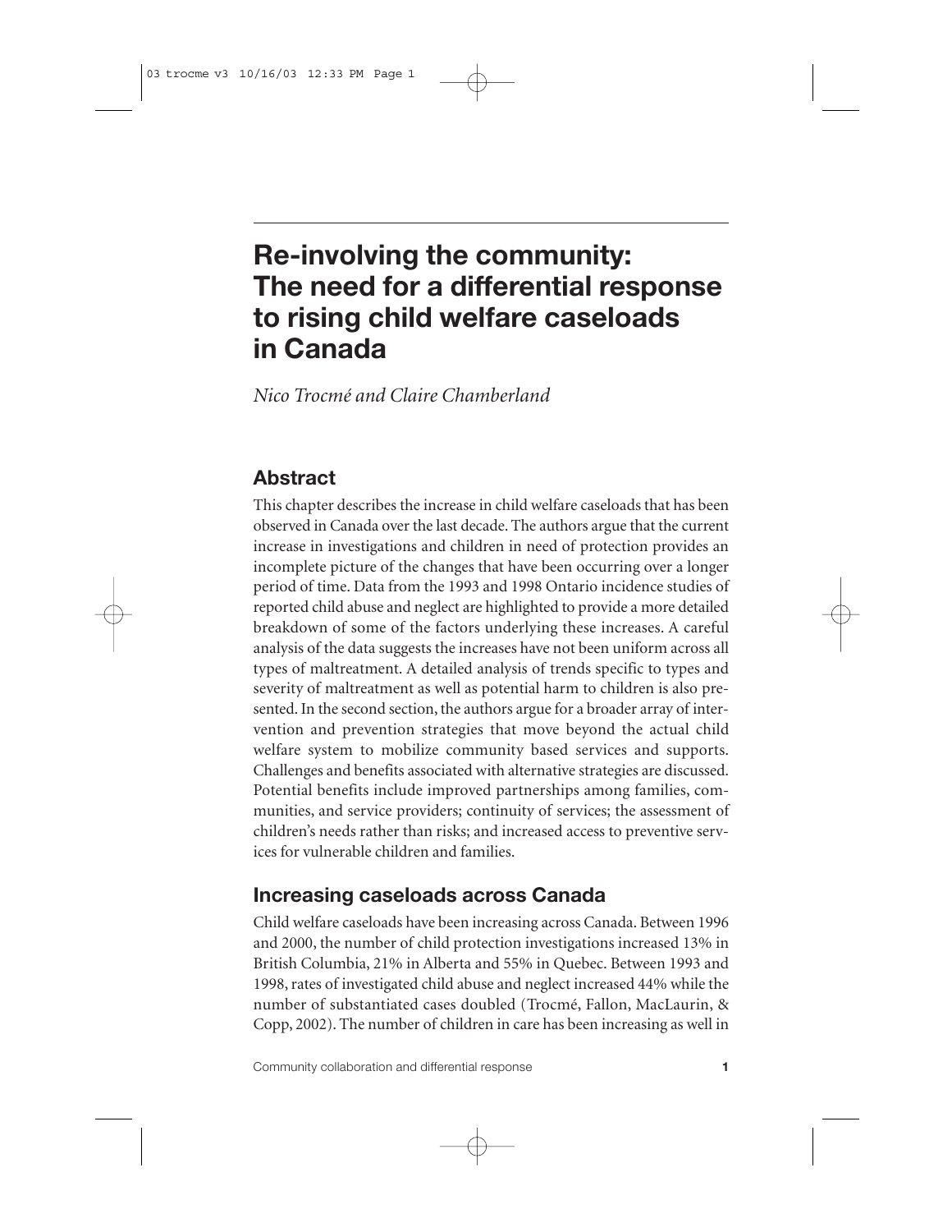# Re-involving the community: The need for a differential response to rising child welfare caseloads in Canada

*Nico Trocmé and Claire Chamberland*

## Abstract

This chapter describes the increase in child welfare caseloads that has been observed in Canada over the last decade. The authors argue that the current increase in investigations and children in need of protection provides an incomplete picture of the changes that have been occurring over a longer period of time. Data from the 1993 and 1998 Ontario incidence studies of reported child abuse and neglect are highlighted to provide a more detailed breakdown of some of the factors underlying these increases. A careful analysis of the data suggests the increases have not been uniform across all types of maltreatment. A detailed analysis of trends specific to types and severity of maltreatment as well as potential harm to children is also presented. In the second section, the authors argue for a broader array of intervention and prevention strategies that move beyond the actual child welfare system to mobilize community based services and supports. Challenges and benefits associated with alternative strategies are discussed. Potential benefits include improved partnerships among families, communities, and service providers; continuity of services; the assessment of children's needs rather than risks; and increased access to preventive services for vulnerable children and families.

## Increasing caseloads across Canada

Child welfare caseloads have been increasing across Canada. Between 1996 and 2000, the number of child protection investigations increased 13% in British Columbia, 21% in Alberta and 55% in Quebec. Between 1993 and 1998, rates of investigated child abuse and neglect increased 44% while the number of substantiated cases doubled (Trocmé, Fallon, MacLaurin, & Copp, 2002). The number of children in care has been increasing as well in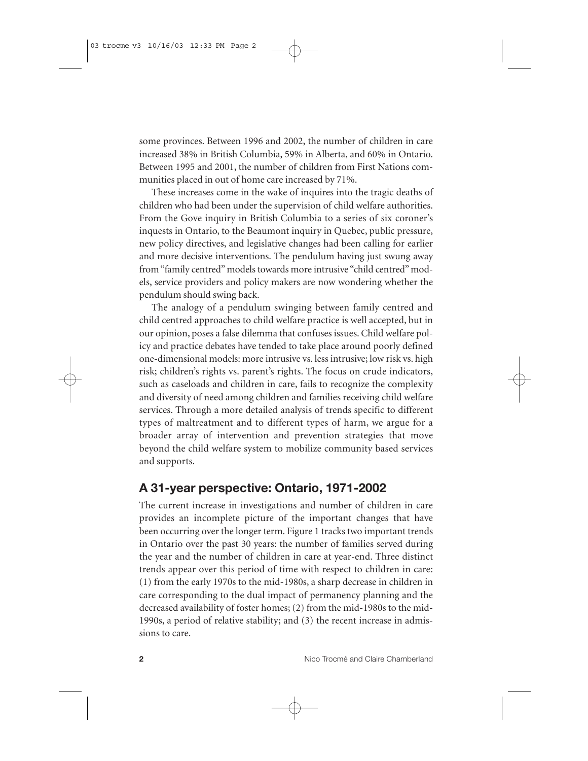some provinces. Between 1996 and 2002, the number of children in care increased 38% in British Columbia, 59% in Alberta, and 60% in Ontario. Between 1995 and 2001, the number of children from First Nations communities placed in out of home care increased by 71%.

These increases come in the wake of inquires into the tragic deaths of children who had been under the supervision of child welfare authorities. From the Gove inquiry in British Columbia to a series of six coroner's inquests in Ontario, to the Beaumont inquiry in Quebec, public pressure, new policy directives, and legislative changes had been calling for earlier and more decisive interventions. The pendulum having just swung away from "family centred" models towards more intrusive "child centred" models, service providers and policy makers are now wondering whether the pendulum should swing back.

The analogy of a pendulum swinging between family centred and child centred approaches to child welfare practice is well accepted, but in our opinion, poses a false dilemma that confuses issues. Child welfare policy and practice debates have tended to take place around poorly defined one-dimensional models: more intrusive vs. less intrusive; low risk vs. high risk; children's rights vs. parent's rights. The focus on crude indicators, such as caseloads and children in care, fails to recognize the complexity and diversity of need among children and families receiving child welfare services. Through a more detailed analysis of trends specific to different types of maltreatment and to different types of harm, we argue for a broader array of intervention and prevention strategies that move beyond the child welfare system to mobilize community based services and supports.

## A 31-year perspective: Ontario, 1971-2002

The current increase in investigations and number of children in care provides an incomplete picture of the important changes that have been occurring over the longer term. Figure 1 tracks two important trends in Ontario over the past 30 years: the number of families served during the year and the number of children in care at year-end. Three distinct trends appear over this period of time with respect to children in care: (1) from the early 1970s to the mid-1980s, a sharp decrease in children in care corresponding to the dual impact of permanency planning and the decreased availability of foster homes; (2) from the mid-1980s to the mid-1990s, a period of relative stability; and (3) the recent increase in admissions to care.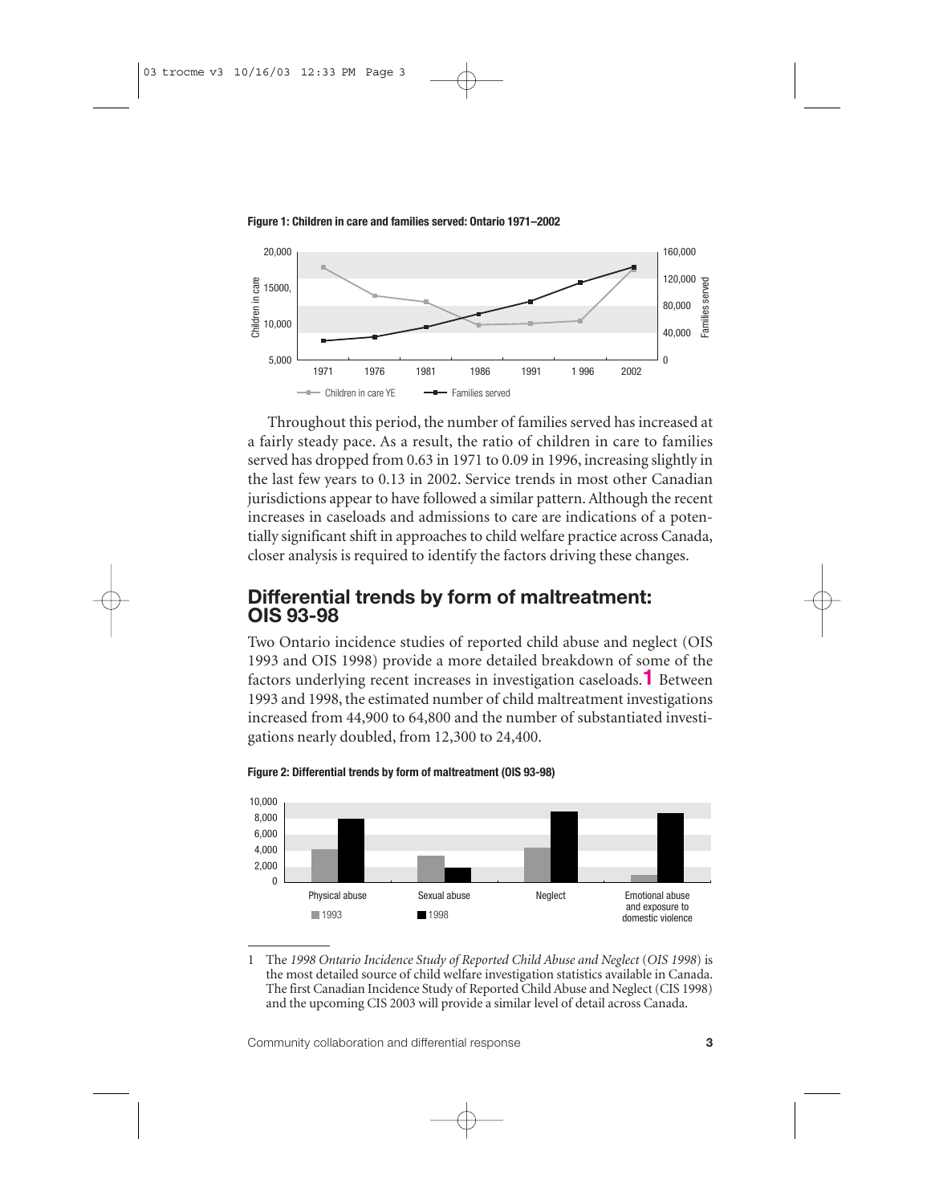**Figure 1: Children in care and families served: Ontario 1971–2002**

Throughout this period, the number of families served has increased at a fairly steady pace. As a result, the ratio of children in care to families served has dropped from 0.63 in 1971 to 0.09 in 1996, increasing slightly in the last few years to 0.13 in 2002. Service trends in most other Canadian jurisdictions appear to have followed a similar pattern. Although the recent increases in caseloads and admissions to care are indications of a potentially significant shift in approaches to child welfare practice across Canada, closer analysis is required to identify the factors driving these changes.

## Differential trends by form of maltreatment: OIS 93-98

Two Ontario incidence studies of reported child abuse and neglect (OIS 1993 and OIS 1998) provide a more detailed breakdown of some of the factors underlying recent increases in investigation caseloads.[1] Between 1993 and 1998, the estimated number of child maltreatment investigations increased from 44,900 to 64,800 and the number of substantiated investigations nearly doubled, from 12,300 to 24,400.

**Figure 2: Differential trends by form of maltreatment (OIS 93-98)**

1 The *1998 Ontario Incidence Study of Reported Child Abuse and Neglect* (*OIS 1998*) is the most detailed source of child welfare investigation statistics available in Canada. The first Canadian Incidence Study of Reported Child Abuse and Neglect (CIS 1998) and the upcoming CIS 2003 will provide a similar level of detail across Canada.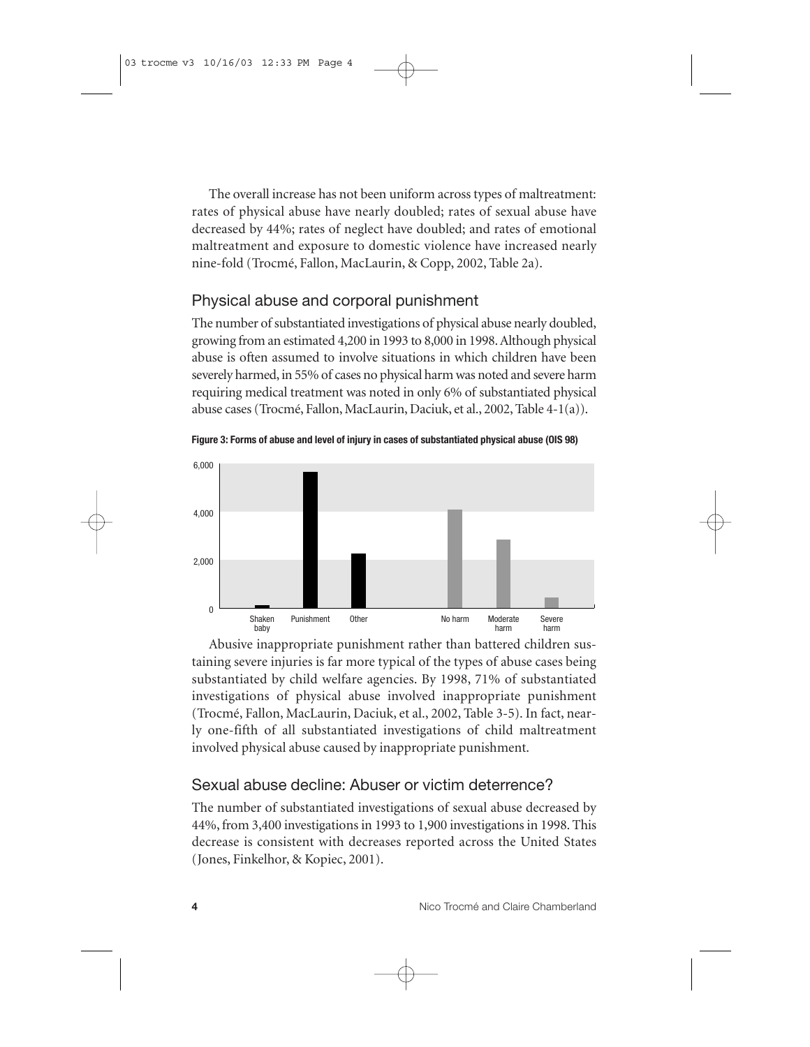The overall increase has not been uniform across types of maltreatment: rates of physical abuse have nearly doubled; rates of sexual abuse have decreased by 44%; rates of neglect have doubled; and rates of emotional maltreatment and exposure to domestic violence have increased nearly nine-fold (Trocmé, Fallon, MacLaurin, & Copp, 2002, Table 2a).

## Physical abuse and corporal punishment

The number of substantiated investigations of physical abuse nearly doubled, growing from an estimated 4,200 in 1993 to 8,000 in 1998. Although physical abuse is often assumed to involve situations in which children have been severely harmed, in 55% of cases no physical harm was noted and severe harm requiring medical treatment was noted in only 6% of substantiated physical abuse cases (Trocmé, Fallon, MacLaurin, Daciuk, et al., 2002, Table 4-1(a)).

**Figure 3: Forms of abuse and level of injury in cases of substantiated physical abuse (OIS 98)**

Abusive inappropriate punishment rather than battered children sustaining severe injuries is far more typical of the types of abuse cases being substantiated by child welfare agencies. By 1998, 71% of substantiated investigations of physical abuse involved inappropriate punishment (Trocmé, Fallon, MacLaurin, Daciuk, et al., 2002, Table 3-5). In fact, nearly one-fifth of all substantiated investigations of child maltreatment involved physical abuse caused by inappropriate punishment.

## Sexual abuse decline: Abuser or victim deterrence?

The number of substantiated investigations of sexual abuse decreased by 44%, from 3,400 investigations in 1993 to 1,900 investigations in 1998. This decrease is consistent with decreases reported across the United States (Jones, Finkelhor, & Kopiec, 2001).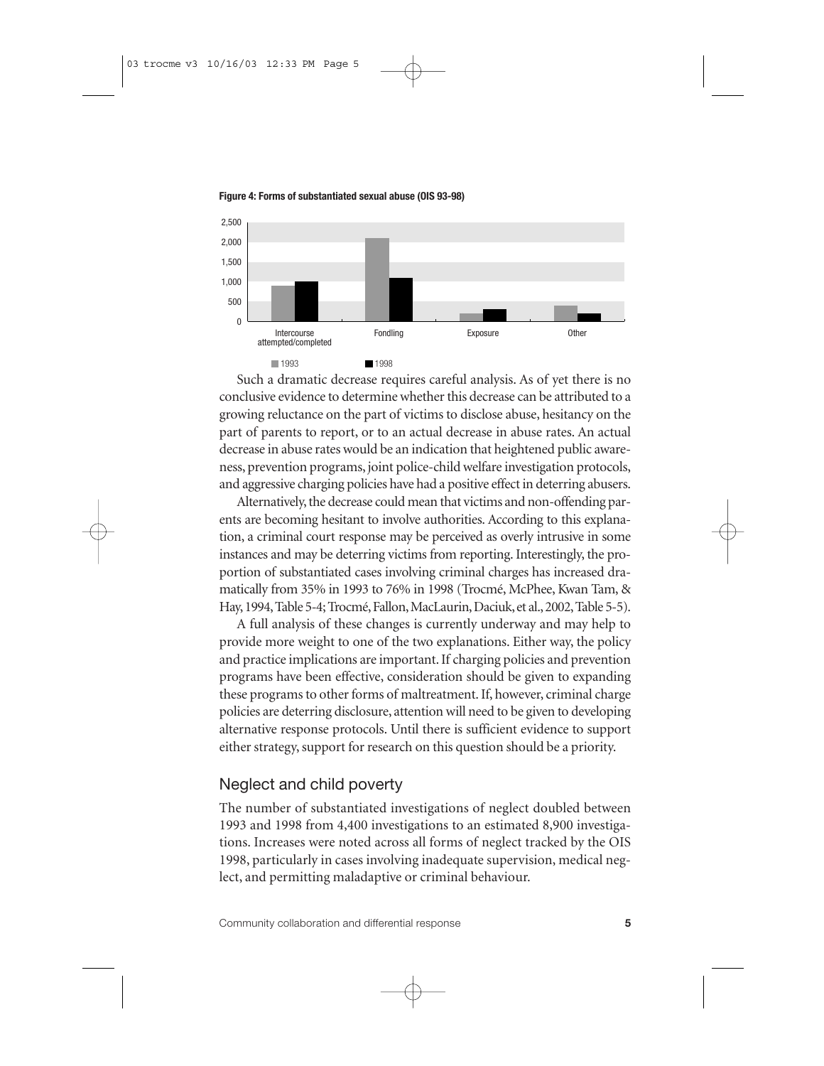**Figure 4: Forms of substantiated sexual abuse (OIS 93-98)**

Such a dramatic decrease requires careful analysis. As of yet there is no conclusive evidence to determine whether this decrease can be attributed to a growing reluctance on the part of victims to disclose abuse, hesitancy on the part of parents to report, or to an actual decrease in abuse rates. An actual decrease in abuse rates would be an indication that heightened public awareness, prevention programs, joint police-child welfare investigation protocols, and aggressive charging policies have had a positive effect in deterring abusers.

Alternatively, the decrease could mean that victims and non-offending parents are becoming hesitant to involve authorities. According to this explanation, a criminal court response may be perceived as overly intrusive in some instances and may be deterring victims from reporting. Interestingly, the proportion of substantiated cases involving criminal charges has increased dramatically from 35% in 1993 to 76% in 1998 (Trocmé, McPhee, Kwan Tam, & Hay, 1994, Table 5-4; Trocmé, Fallon, MacLaurin, Daciuk, et al., 2002, Table 5-5).

A full analysis of these changes is currently underway and may help to provide more weight to one of the two explanations. Either way, the policy and practice implications are important. If charging policies and prevention programs have been effective, consideration should be given to expanding these programs to other forms of maltreatment. If, however, criminal charge policies are deterring disclosure, attention will need to be given to developing alternative response protocols. Until there is sufficient evidence to support either strategy, support for research on this question should be a priority.

## Neglect and child poverty

The number of substantiated investigations of neglect doubled between 1993 and 1998 from 4,400 investigations to an estimated 8,900 investigations. Increases were noted across all forms of neglect tracked by the OIS 1998, particularly in cases involving inadequate supervision, medical neglect, and permitting maladaptive or criminal behaviour.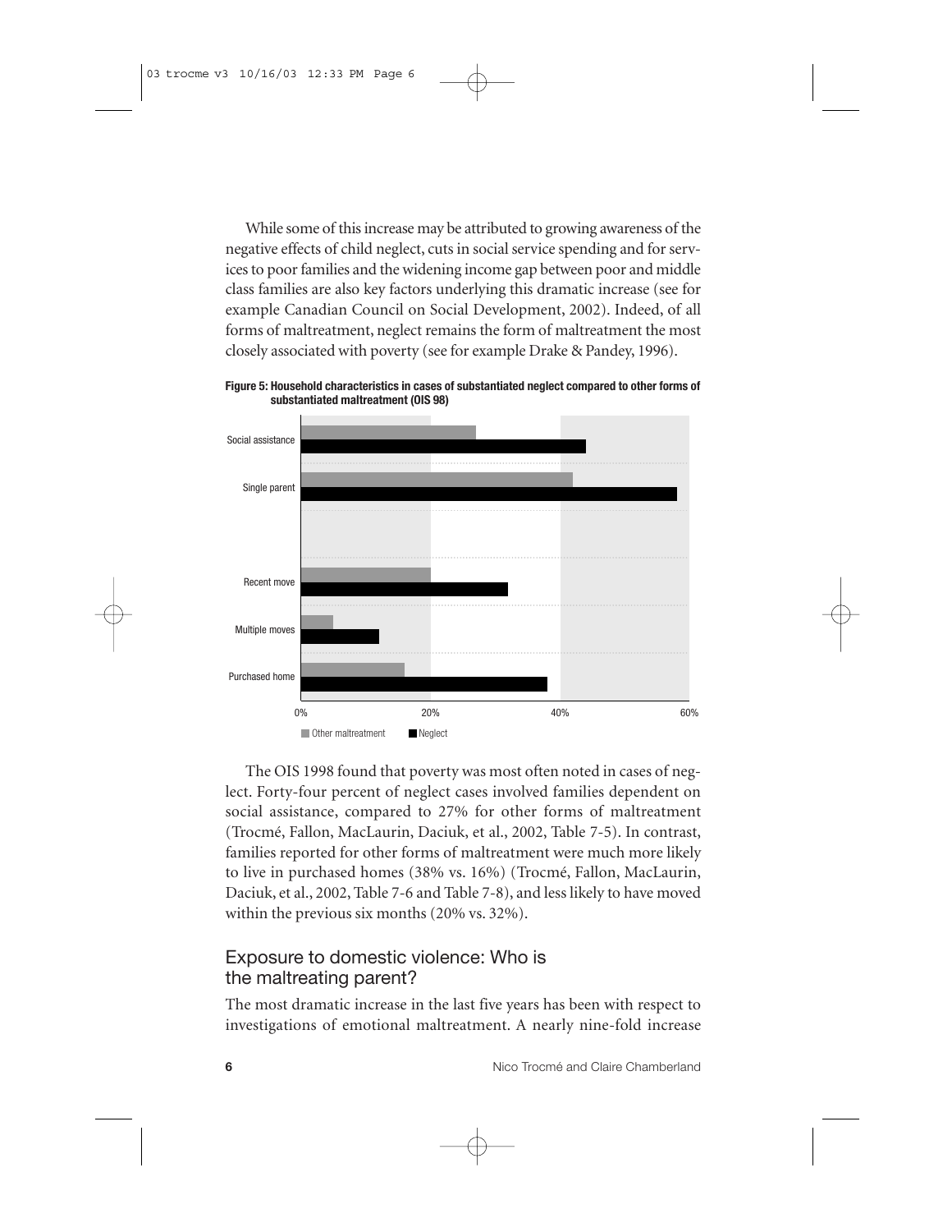While some of this increase may be attributed to growing awareness of the negative effects of child neglect, cuts in social service spending and for services to poor families and the widening income gap between poor and middle class families are also key factors underlying this dramatic increase (see for example Canadian Council on Social Development, 2002). Indeed, of all forms of maltreatment, neglect remains the form of maltreatment the most closely associated with poverty (see for example Drake & Pandey, 1996).

**Figure 5: Household characteristics in cases of substantiated neglect compared to other forms of substantiated maltreatment (OIS 98)**

The OIS 1998 found that poverty was most often noted in cases of neglect. Forty-four percent of neglect cases involved families dependent on social assistance, compared to 27% for other forms of maltreatment (Trocmé, Fallon, MacLaurin, Daciuk, et al., 2002, Table 7-5). In contrast, families reported for other forms of maltreatment were much more likely to live in purchased homes (38% vs. 16%) (Trocmé, Fallon, MacLaurin, Daciuk, et al., 2002, Table 7-6 and Table 7-8), and less likely to have moved within the previous six months (20% vs. 32%).

## Exposure to domestic violence: Who is the maltreating parent?

The most dramatic increase in the last five years has been with respect to investigations of emotional maltreatment. A nearly nine-fold increase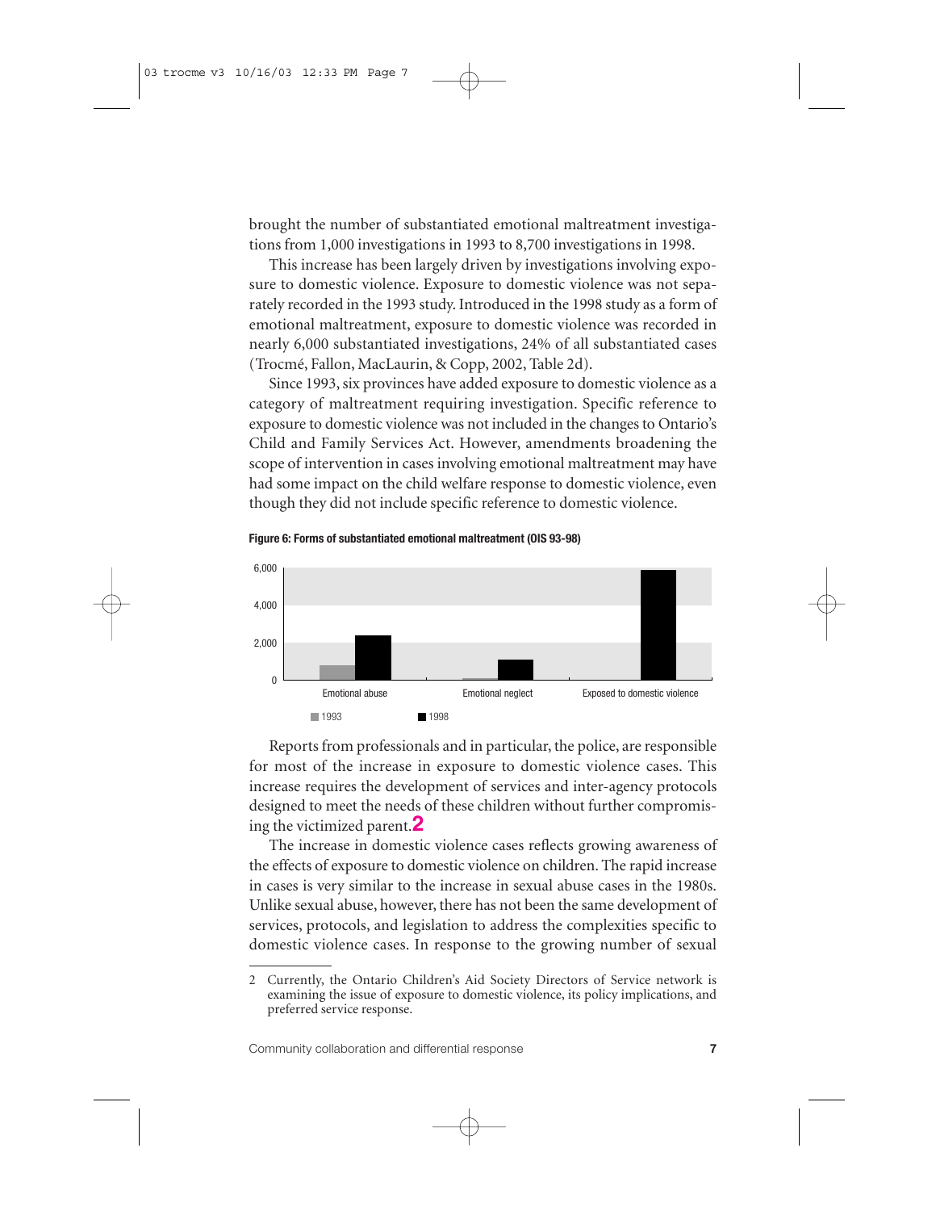brought the number of substantiated emotional maltreatment investigations from 1,000 investigations in 1993 to 8,700 investigations in 1998.

This increase has been largely driven by investigations involving exposure to domestic violence. Exposure to domestic violence was not separately recorded in the 1993 study. Introduced in the 1998 study as a form of emotional maltreatment, exposure to domestic violence was recorded in nearly 6,000 substantiated investigations, 24% of all substantiated cases (Trocmé, Fallon, MacLaurin, & Copp, 2002, Table 2d).

Since 1993, six provinces have added exposure to domestic violence as a category of maltreatment requiring investigation. Specific reference to exposure to domestic violence was not included in the changes to Ontario's Child and Family Services Act. However, amendments broadening the scope of intervention in cases involving emotional maltreatment may have had some impact on the child welfare response to domestic violence, even though they did not include specific reference to domestic violence.

**Figure 6: Forms of substantiated emotional maltreatment (OIS 93-98)**

Reports from professionals and in particular, the police, are responsible for most of the increase in exposure to domestic violence cases. This increase requires the development of services and inter-agency protocols designed to meet the needs of these children without further compromising the victimized parent.[2]

The increase in domestic violence cases reflects growing awareness of the effects of exposure to domestic violence on children. The rapid increase in cases is very similar to the increase in sexual abuse cases in the 1980s. Unlike sexual abuse, however, there has not been the same development of services, protocols, and legislation to address the complexities specific to domestic violence cases. In response to the growing number of sexual

2 Currently, the Ontario Children's Aid Society Directors of Service network is examining the issue of exposure to domestic violence, its policy implications, and preferred service response.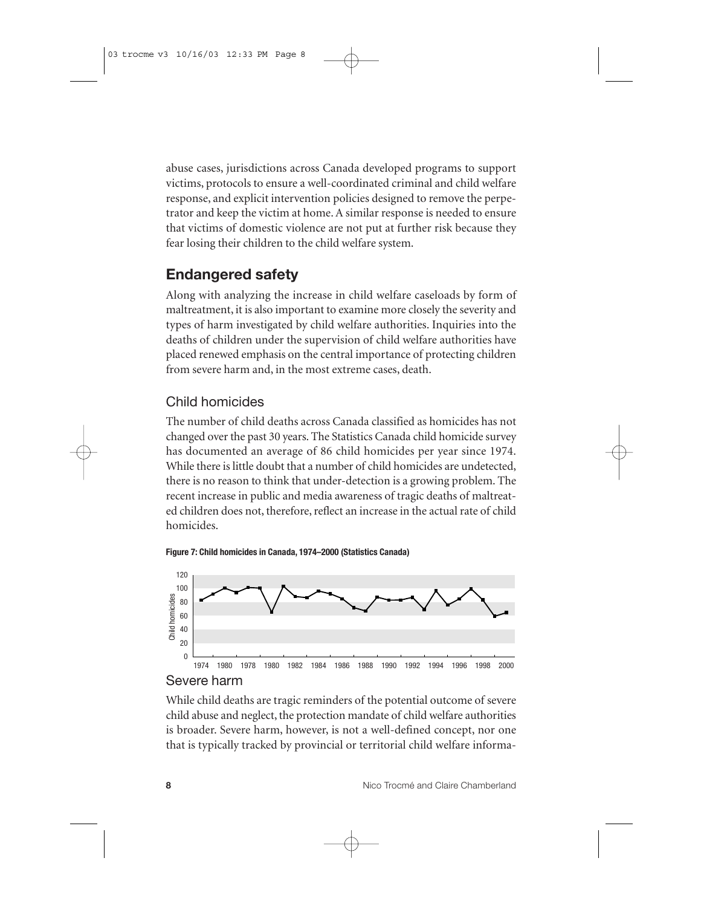abuse cases, jurisdictions across Canada developed programs to support victims, protocols to ensure a well-coordinated criminal and child welfare response, and explicit intervention policies designed to remove the perpetrator and keep the victim at home. A similar response is needed to ensure that victims of domestic violence are not put at further risk because they fear losing their children to the child welfare system.

## Endangered safety

Along with analyzing the increase in child welfare caseloads by form of maltreatment, it is also important to examine more closely the severity and types of harm investigated by child welfare authorities. Inquiries into the deaths of children under the supervision of child welfare authorities have placed renewed emphasis on the central importance of protecting children from severe harm and, in the most extreme cases, death.

### Child homicides

The number of child deaths across Canada classified as homicides has not changed over the past 30 years. The Statistics Canada child homicide survey has documented an average of 86 child homicides per year since 1974. While there is little doubt that a number of child homicides are undetected, there is no reason to think that under-detection is a growing problem. The recent increase in public and media awareness of tragic deaths of maltreated children does not, therefore, reflect an increase in the actual rate of child homicides.

**Figure 7: Child homicides in Canada, 1974–2000 (Statistics Canada)**

### Severe harm

While child deaths are tragic reminders of the potential outcome of severe child abuse and neglect, the protection mandate of child welfare authorities is broader. Severe harm, however, is not a well-defined concept, nor one that is typically tracked by provincial or territorial child welfare informa-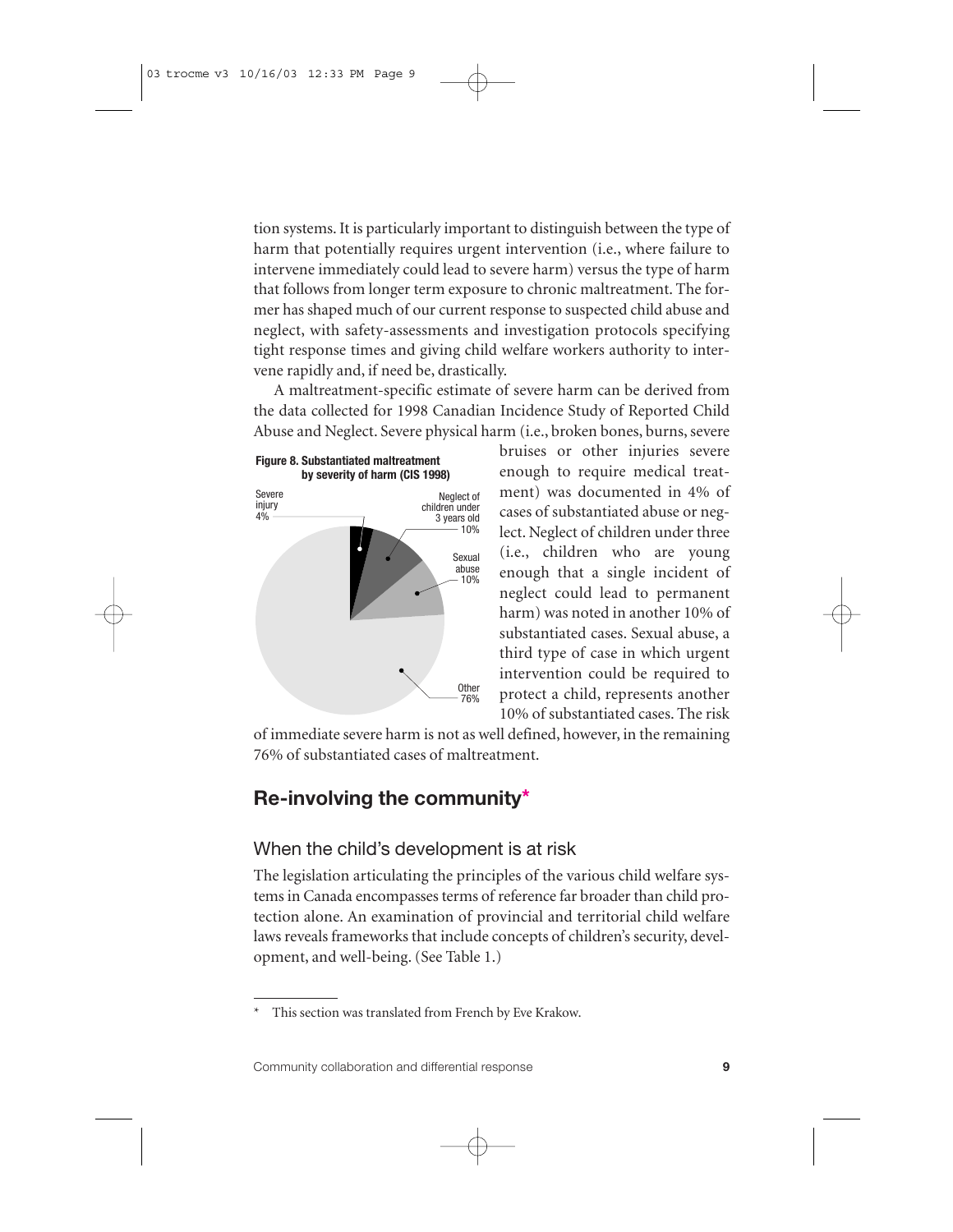tion systems. It is particularly important to distinguish between the type of harm that potentially requires urgent intervention (i.e., where failure to intervene immediately could lead to severe harm) versus the type of harm that follows from longer term exposure to chronic maltreatment. The former has shaped much of our current response to suspected child abuse and neglect, with safety-assessments and investigation protocols specifying tight response times and giving child welfare workers authority to intervene rapidly and, if need be, drastically.

A maltreatment-specific estimate of severe harm can be derived from the data collected for 1998 Canadian Incidence Study of Reported Child Abuse and Neglect. Severe physical harm (i.e., broken bones, burns, severe bruises or other injuries severe enough to require medical treatment) was documented in 4% of cases of substantiated abuse or neglect. Neglect of children under three (i.e., children who are young enough that a single incident of neglect could lead to permanent harm) was noted in another 10% of substantiated cases. Sexual abuse, a third type of case in which urgent intervention could be required to protect a child, represents another 10% of substantiated cases. The risk of immediate severe harm is not as well defined, however, in the remaining 76% of substantiated cases of maltreatment.

**Figure 8. Substantiated maltreatment by severity of harm (CIS 1998)**

| Category | Percentage |
|---|---|
| Severe injury | 4% |
| Neglect of children under 3 years old | 10% |
| Sexual abuse | 10% |
| Other | 76% |

## Re-involving the community*

### When the child's development is at risk

The legislation articulating the principles of the various child welfare systems in Canada encompasses terms of reference far broader than child protection alone. An examination of provincial and territorial child welfare laws reveals frameworks that include concepts of children's security, development, and well-being. (See Table 1.)

\* This section was translated from French by Eve Krakow.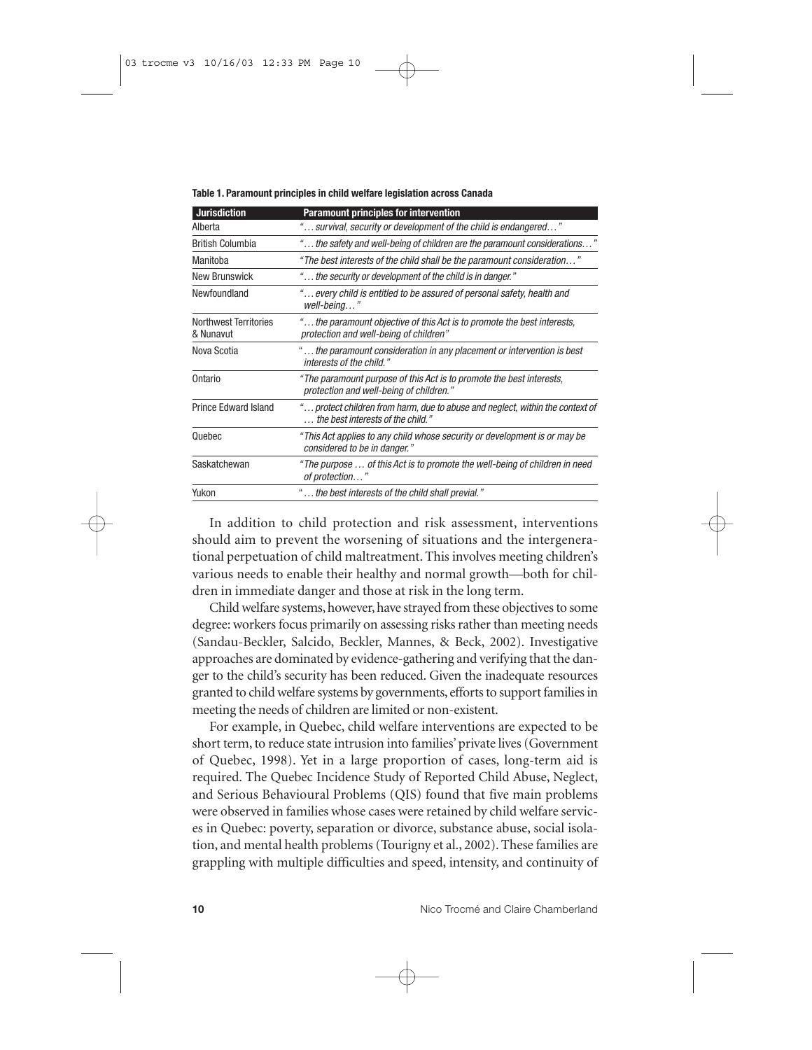**Table 1. Paramount principles in child welfare legislation across Canada**

| Jurisdiction | Paramount principles for intervention |
|---|---|
| Alberta | *"… survival, security or development of the child is endangered…"* |
| British Columbia | *"… the safety and well-being of children are the paramount considerations…"* |
| Manitoba | *"The best interests of the child shall be the paramount consideration…"* |
| New Brunswick | *"… the security or development of the child is in danger."* |
| Newfoundland | *"… every child is entitled to be assured of personal safety, health and well-being…"* |
| Northwest Territories & Nunavut | *"… the paramount objective of this Act is to promote the best interests, protection and well-being of children"* |
| Nova Scotia | *"… the paramount consideration in any placement or intervention is best interests of the child."* |
| Ontario | *"The paramount purpose of this Act is to promote the best interests, protection and well-being of children."* |
| Prince Edward Island | *"… protect children from harm, due to abuse and neglect, within the context of … the best interests of the child."* |
| Quebec | *"This Act applies to any child whose security or development is or may be considered to be in danger."* |
| Saskatchewan | *"The purpose … of this Act is to promote the well-being of children in need of protection…"* |
| Yukon | *"… the best interests of the child shall previal."* |

In addition to child protection and risk assessment, interventions should aim to prevent the worsening of situations and the intergenerational perpetuation of child maltreatment. This involves meeting children's various needs to enable their healthy and normal growth—both for children in immediate danger and those at risk in the long term.

Child welfare systems, however, have strayed from these objectives to some degree: workers focus primarily on assessing risks rather than meeting needs (Sandau-Beckler, Salcido, Beckler, Mannes, & Beck, 2002). Investigative approaches are dominated by evidence-gathering and verifying that the danger to the child's security has been reduced. Given the inadequate resources granted to child welfare systems by governments, efforts to support families in meeting the needs of children are limited or non-existent.

For example, in Quebec, child welfare interventions are expected to be short term, to reduce state intrusion into families' private lives (Government of Quebec, 1998). Yet in a large proportion of cases, long-term aid is required. The Quebec Incidence Study of Reported Child Abuse, Neglect, and Serious Behavioural Problems (QIS) found that five main problems were observed in families whose cases were retained by child welfare services in Quebec: poverty, separation or divorce, substance abuse, social isolation, and mental health problems (Tourigny et al., 2002). These families are grappling with multiple difficulties and speed, intensity, and continuity of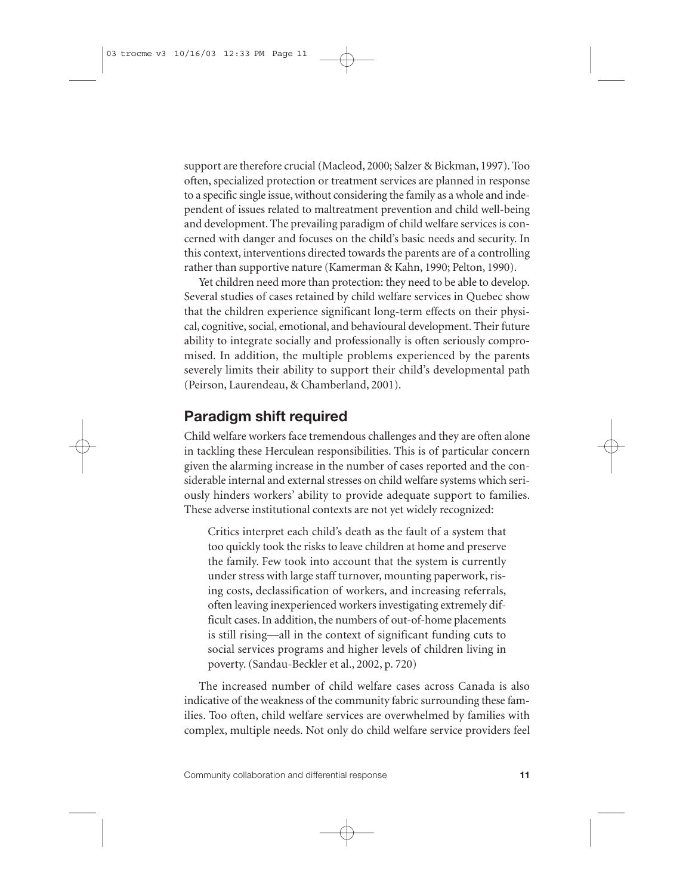support are therefore crucial (Macleod, 2000; Salzer & Bickman, 1997). Too often, specialized protection or treatment services are planned in response to a specific single issue, without considering the family as a whole and independent of issues related to maltreatment prevention and child well-being and development. The prevailing paradigm of child welfare services is concerned with danger and focuses on the child's basic needs and security. In this context, interventions directed towards the parents are of a controlling rather than supportive nature (Kamerman & Kahn, 1990; Pelton, 1990).

Yet children need more than protection: they need to be able to develop. Several studies of cases retained by child welfare services in Quebec show that the children experience significant long-term effects on their physical, cognitive, social, emotional, and behavioural development. Their future ability to integrate socially and professionally is often seriously compromised. In addition, the multiple problems experienced by the parents severely limits their ability to support their child's developmental path (Peirson, Laurendeau, & Chamberland, 2001).

## Paradigm shift required

Child welfare workers face tremendous challenges and they are often alone in tackling these Herculean responsibilities. This is of particular concern given the alarming increase in the number of cases reported and the considerable internal and external stresses on child welfare systems which seriously hinders workers' ability to provide adequate support to families. These adverse institutional contexts are not yet widely recognized:

> Critics interpret each child's death as the fault of a system that too quickly took the risks to leave children at home and preserve the family. Few took into account that the system is currently under stress with large staff turnover, mounting paperwork, rising costs, declassification of workers, and increasing referrals, often leaving inexperienced workers investigating extremely difficult cases. In addition, the numbers of out-of-home placements is still rising—all in the context of significant funding cuts to social services programs and higher levels of children living in poverty. (Sandau-Beckler et al., 2002, p. 720)

The increased number of child welfare cases across Canada is also indicative of the weakness of the community fabric surrounding these families. Too often, child welfare services are overwhelmed by families with complex, multiple needs. Not only do child welfare service providers feel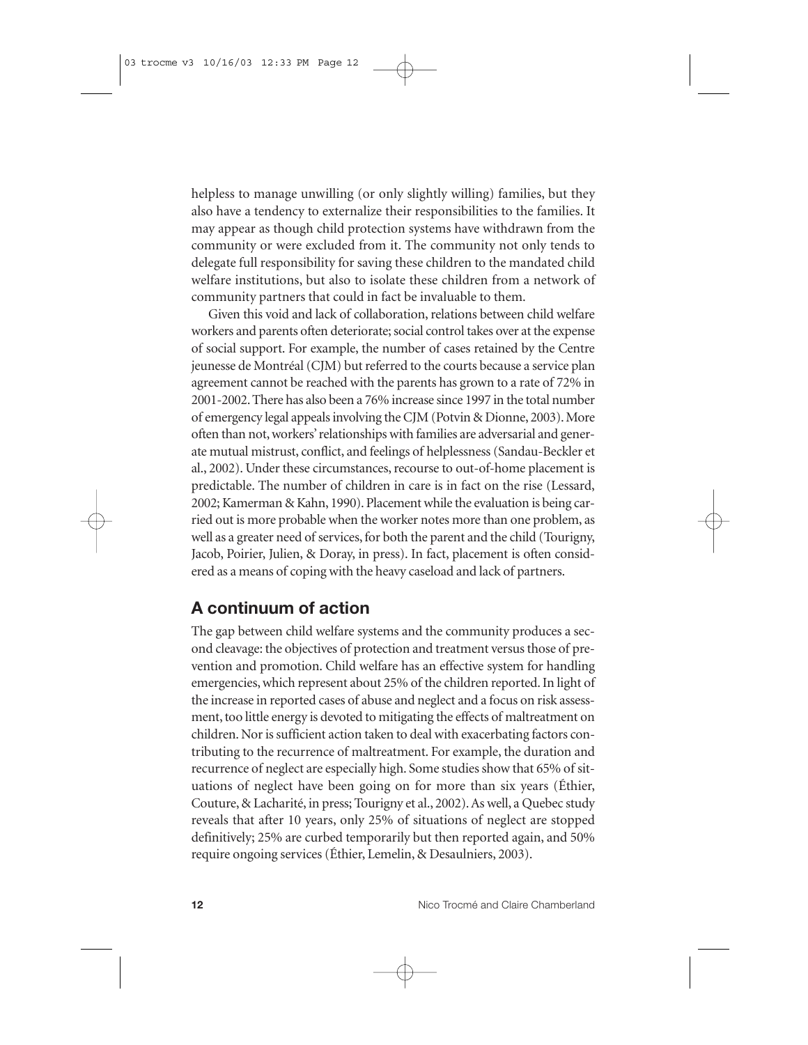helpless to manage unwilling (or only slightly willing) families, but they also have a tendency to externalize their responsibilities to the families. It may appear as though child protection systems have withdrawn from the community or were excluded from it. The community not only tends to delegate full responsibility for saving these children to the mandated child welfare institutions, but also to isolate these children from a network of community partners that could in fact be invaluable to them.

Given this void and lack of collaboration, relations between child welfare workers and parents often deteriorate; social control takes over at the expense of social support. For example, the number of cases retained by the Centre jeunesse de Montréal (CJM) but referred to the courts because a service plan agreement cannot be reached with the parents has grown to a rate of 72% in 2001-2002. There has also been a 76% increase since 1997 in the total number of emergency legal appeals involving the CJM (Potvin & Dionne, 2003). More often than not, workers' relationships with families are adversarial and generate mutual mistrust, conflict, and feelings of helplessness (Sandau-Beckler et al., 2002). Under these circumstances, recourse to out-of-home placement is predictable. The number of children in care is in fact on the rise (Lessard, 2002; Kamerman & Kahn, 1990). Placement while the evaluation is being carried out is more probable when the worker notes more than one problem, as well as a greater need of services, for both the parent and the child (Tourigny, Jacob, Poirier, Julien, & Doray, in press). In fact, placement is often considered as a means of coping with the heavy caseload and lack of partners.

## A continuum of action

The gap between child welfare systems and the community produces a second cleavage: the objectives of protection and treatment versus those of prevention and promotion. Child welfare has an effective system for handling emergencies, which represent about 25% of the children reported. In light of the increase in reported cases of abuse and neglect and a focus on risk assessment, too little energy is devoted to mitigating the effects of maltreatment on children. Nor is sufficient action taken to deal with exacerbating factors contributing to the recurrence of maltreatment. For example, the duration and recurrence of neglect are especially high. Some studies show that 65% of situations of neglect have been going on for more than six years (Éthier, Couture, & Lacharité, in press; Tourigny et al., 2002). As well, a Quebec study reveals that after 10 years, only 25% of situations of neglect are stopped definitively; 25% are curbed temporarily but then reported again, and 50% require ongoing services (Éthier, Lemelin, & Desaulniers, 2003).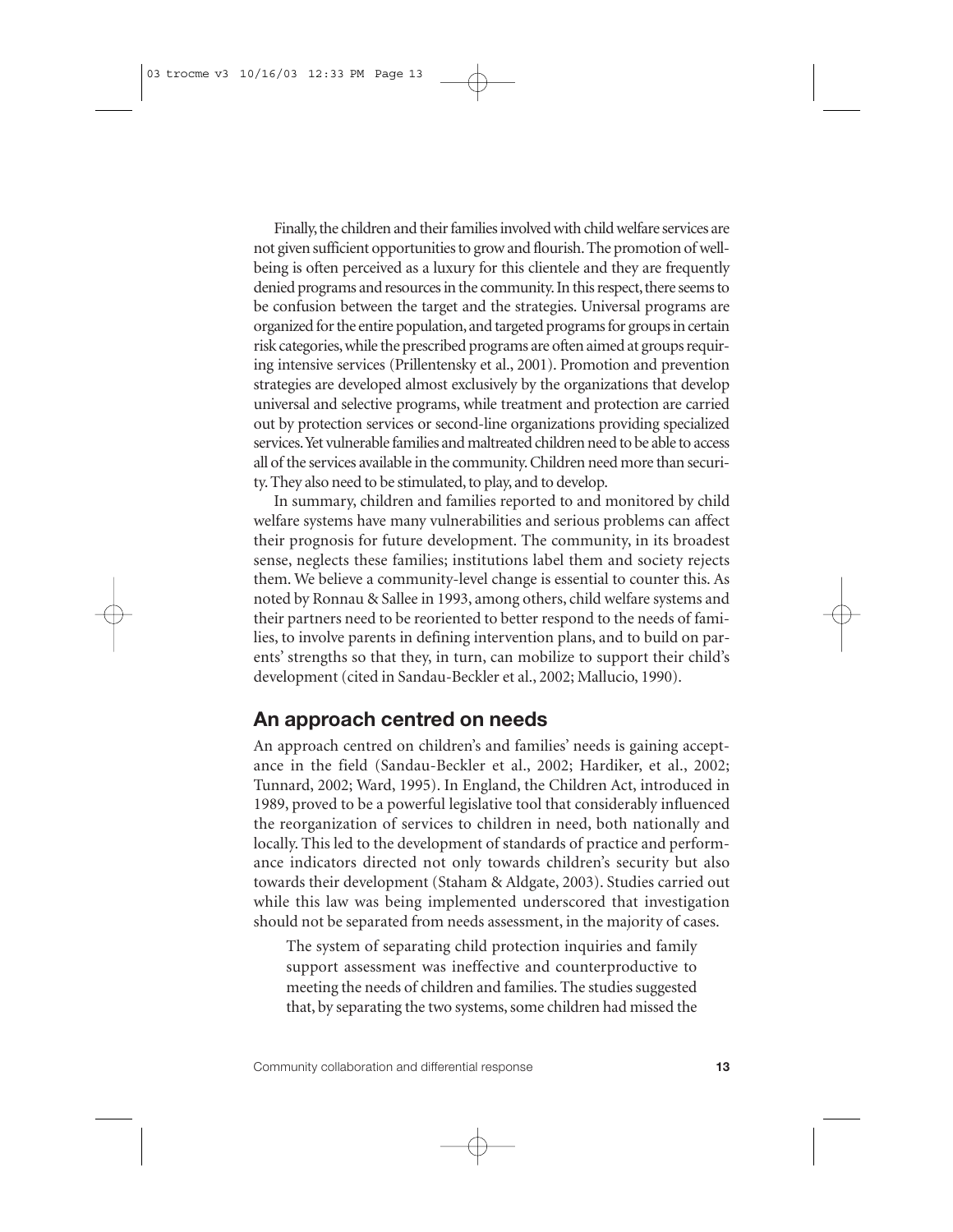Finally, the children and their families involved with child welfare services are not given sufficient opportunities to grow and flourish. The promotion of well-being is often perceived as a luxury for this clientele and they are frequently denied programs and resources in the community. In this respect, there seems to be confusion between the target and the strategies. Universal programs are organized for the entire population, and targeted programs for groups in certain risk categories, while the prescribed programs are often aimed at groups requiring intensive services (Prillentensky et al., 2001). Promotion and prevention strategies are developed almost exclusively by the organizations that develop universal and selective programs, while treatment and protection are carried out by protection services or second-line organizations providing specialized services. Yet vulnerable families and maltreated children need to be able to access all of the services available in the community. Children need more than security. They also need to be stimulated, to play, and to develop.

In summary, children and families reported to and monitored by child welfare systems have many vulnerabilities and serious problems can affect their prognosis for future development. The community, in its broadest sense, neglects these families; institutions label them and society rejects them. We believe a community-level change is essential to counter this. As noted by Ronnau & Sallee in 1993, among others, child welfare systems and their partners need to be reoriented to better respond to the needs of families, to involve parents in defining intervention plans, and to build on parents' strengths so that they, in turn, can mobilize to support their child's development (cited in Sandau-Beckler et al., 2002; Mallucio, 1990).

## An approach centred on needs

An approach centred on children's and families' needs is gaining acceptance in the field (Sandau-Beckler et al., 2002; Hardiker, et al., 2002; Tunnard, 2002; Ward, 1995). In England, the Children Act, introduced in 1989, proved to be a powerful legislative tool that considerably influenced the reorganization of services to children in need, both nationally and locally. This led to the development of standards of practice and performance indicators directed not only towards children's security but also towards their development (Staham & Aldgate, 2003). Studies carried out while this law was being implemented underscored that investigation should not be separated from needs assessment, in the majority of cases.

> The system of separating child protection inquiries and family support assessment was ineffective and counterproductive to meeting the needs of children and families. The studies suggested that, by separating the two systems, some children had missed the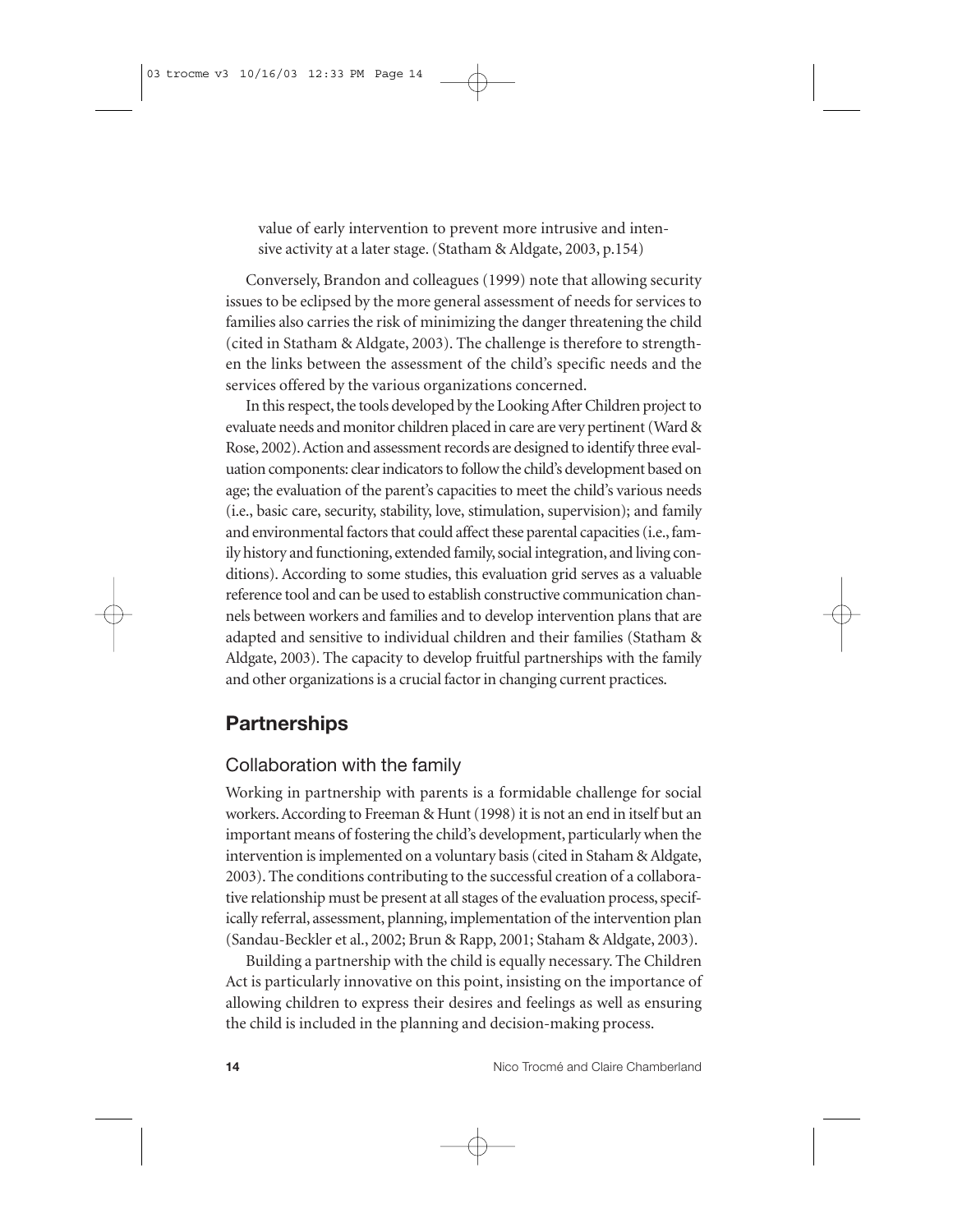value of early intervention to prevent more intrusive and intensive activity at a later stage. (Statham & Aldgate, 2003, p.154)

Conversely, Brandon and colleagues (1999) note that allowing security issues to be eclipsed by the more general assessment of needs for services to families also carries the risk of minimizing the danger threatening the child (cited in Statham & Aldgate, 2003). The challenge is therefore to strengthen the links between the assessment of the child's specific needs and the services offered by the various organizations concerned.

In this respect, the tools developed by the Looking After Children project to evaluate needs and monitor children placed in care are very pertinent (Ward & Rose, 2002). Action and assessment records are designed to identify three evaluation components: clear indicators to follow the child's development based on age; the evaluation of the parent's capacities to meet the child's various needs (i.e., basic care, security, stability, love, stimulation, supervision); and family and environmental factors that could affect these parental capacities (i.e., family history and functioning, extended family, social integration, and living conditions). According to some studies, this evaluation grid serves as a valuable reference tool and can be used to establish constructive communication channels between workers and families and to develop intervention plans that are adapted and sensitive to individual children and their families (Statham & Aldgate, 2003). The capacity to develop fruitful partnerships with the family and other organizations is a crucial factor in changing current practices.

## Partnerships

### Collaboration with the family

Working in partnership with parents is a formidable challenge for social workers. According to Freeman & Hunt (1998) it is not an end in itself but an important means of fostering the child's development, particularly when the intervention is implemented on a voluntary basis (cited in Staham & Aldgate, 2003). The conditions contributing to the successful creation of a collaborative relationship must be present at all stages of the evaluation process, specifically referral, assessment, planning, implementation of the intervention plan (Sandau-Beckler et al., 2002; Brun & Rapp, 2001; Staham & Aldgate, 2003).

Building a partnership with the child is equally necessary. The Children Act is particularly innovative on this point, insisting on the importance of allowing children to express their desires and feelings as well as ensuring the child is included in the planning and decision-making process.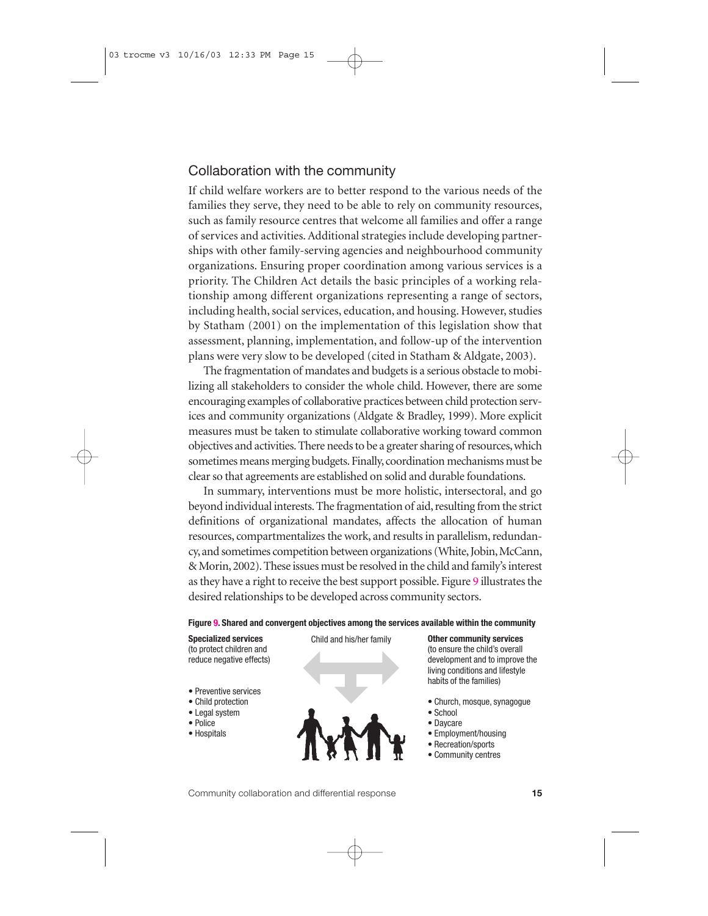## Collaboration with the community

If child welfare workers are to better respond to the various needs of the families they serve, they need to be able to rely on community resources, such as family resource centres that welcome all families and offer a range of services and activities. Additional strategies include developing partnerships with other family-serving agencies and neighbourhood community organizations. Ensuring proper coordination among various services is a priority. The Children Act details the basic principles of a working relationship among different organizations representing a range of sectors, including health, social services, education, and housing. However, studies by Statham (2001) on the implementation of this legislation show that assessment, planning, implementation, and follow-up of the intervention plans were very slow to be developed (cited in Statham & Aldgate, 2003).

The fragmentation of mandates and budgets is a serious obstacle to mobilizing all stakeholders to consider the whole child. However, there are some encouraging examples of collaborative practices between child protection services and community organizations (Aldgate & Bradley, 1999). More explicit measures must be taken to stimulate collaborative working toward common objectives and activities. There needs to be a greater sharing of resources, which sometimes means merging budgets. Finally, coordination mechanisms must be clear so that agreements are established on solid and durable foundations.

In summary, interventions must be more holistic, intersectoral, and go beyond individual interests. The fragmentation of aid, resulting from the strict definitions of organizational mandates, affects the allocation of human resources, compartmentalizes the work, and results in parallelism, redundancy, and sometimes competition between organizations (White, Jobin, McCann, & Morin, 2002). These issues must be resolved in the child and family's interest as they have a right to receive the best support possible. Figure 9 illustrates the desired relationships to be developed across community sectors.

**Figure 9. Shared and convergent objectives among the services available within the community**

**Specialized services**
(to protect children and reduce negative effects)

- Preventive services
- Child protection
- Legal system
- Police
- Hospitals

Child and his/her family

**Other community services**
(to ensure the child's overall development and to improve the living conditions and lifestyle habits of the families)

- Church, mosque, synagogue
- School
- Daycare
- Employment/housing
- Recreation/sports
- Community centres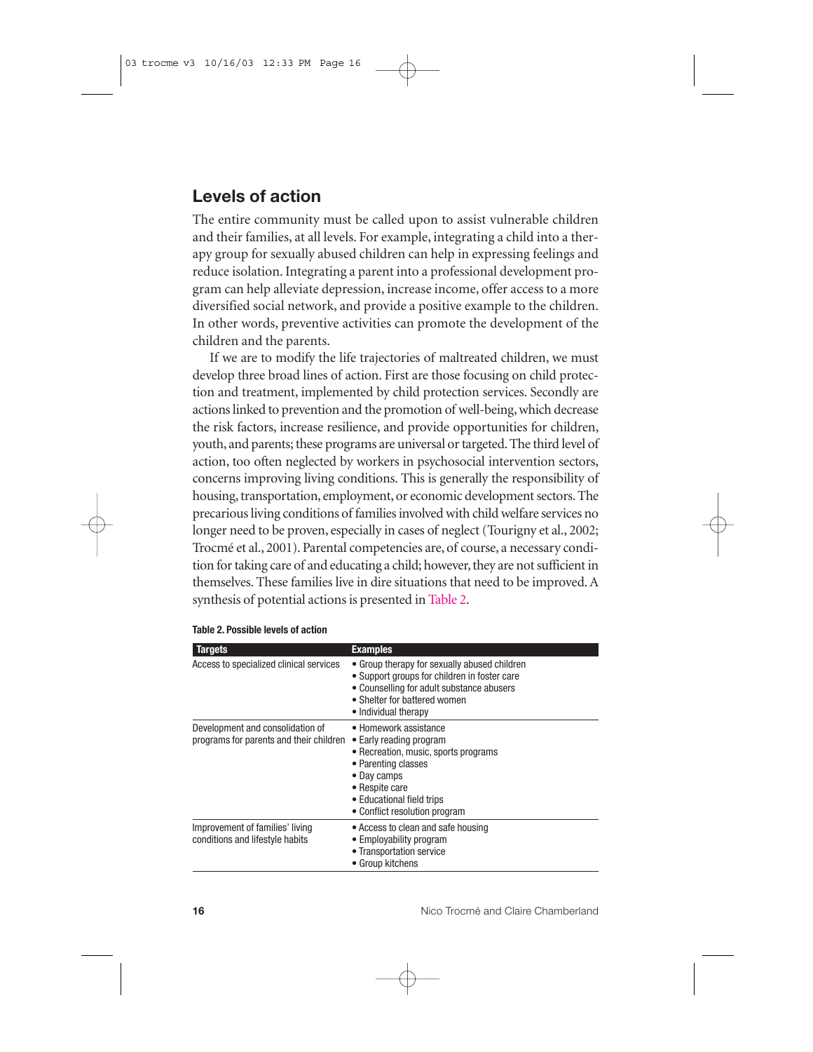## Levels of action

The entire community must be called upon to assist vulnerable children and their families, at all levels. For example, integrating a child into a therapy group for sexually abused children can help in expressing feelings and reduce isolation. Integrating a parent into a professional development program can help alleviate depression, increase income, offer access to a more diversified social network, and provide a positive example to the children. In other words, preventive activities can promote the development of the children and the parents.

If we are to modify the life trajectories of maltreated children, we must develop three broad lines of action. First are those focusing on child protection and treatment, implemented by child protection services. Secondly are actions linked to prevention and the promotion of well-being, which decrease the risk factors, increase resilience, and provide opportunities for children, youth, and parents; these programs are universal or targeted. The third level of action, too often neglected by workers in psychosocial intervention sectors, concerns improving living conditions. This is generally the responsibility of housing, transportation, employment, or economic development sectors. The precarious living conditions of families involved with child welfare services no longer need to be proven, especially in cases of neglect (Tourigny et al., 2002; Trocmé et al., 2001). Parental competencies are, of course, a necessary condition for taking care of and educating a child; however, they are not sufficient in themselves. These families live in dire situations that need to be improved. A synthesis of potential actions is presented in Table 2.

**Table 2. Possible levels of action**

| Targets | Examples |
|---|---|
| Access to specialized clinical services | • Group therapy for sexually abused children<br>• Support groups for children in foster care<br>• Counselling for adult substance abusers<br>• Shelter for battered women<br>• Individual therapy |
| Development and consolidation of programs for parents and their children | • Homework assistance<br>• Early reading program<br>• Recreation, music, sports programs<br>• Parenting classes<br>• Day camps<br>• Respite care<br>• Educational field trips<br>• Conflict resolution program |
| Improvement of families' living conditions and lifestyle habits | • Access to clean and safe housing<br>• Employability program<br>• Transportation service<br>• Group kitchens |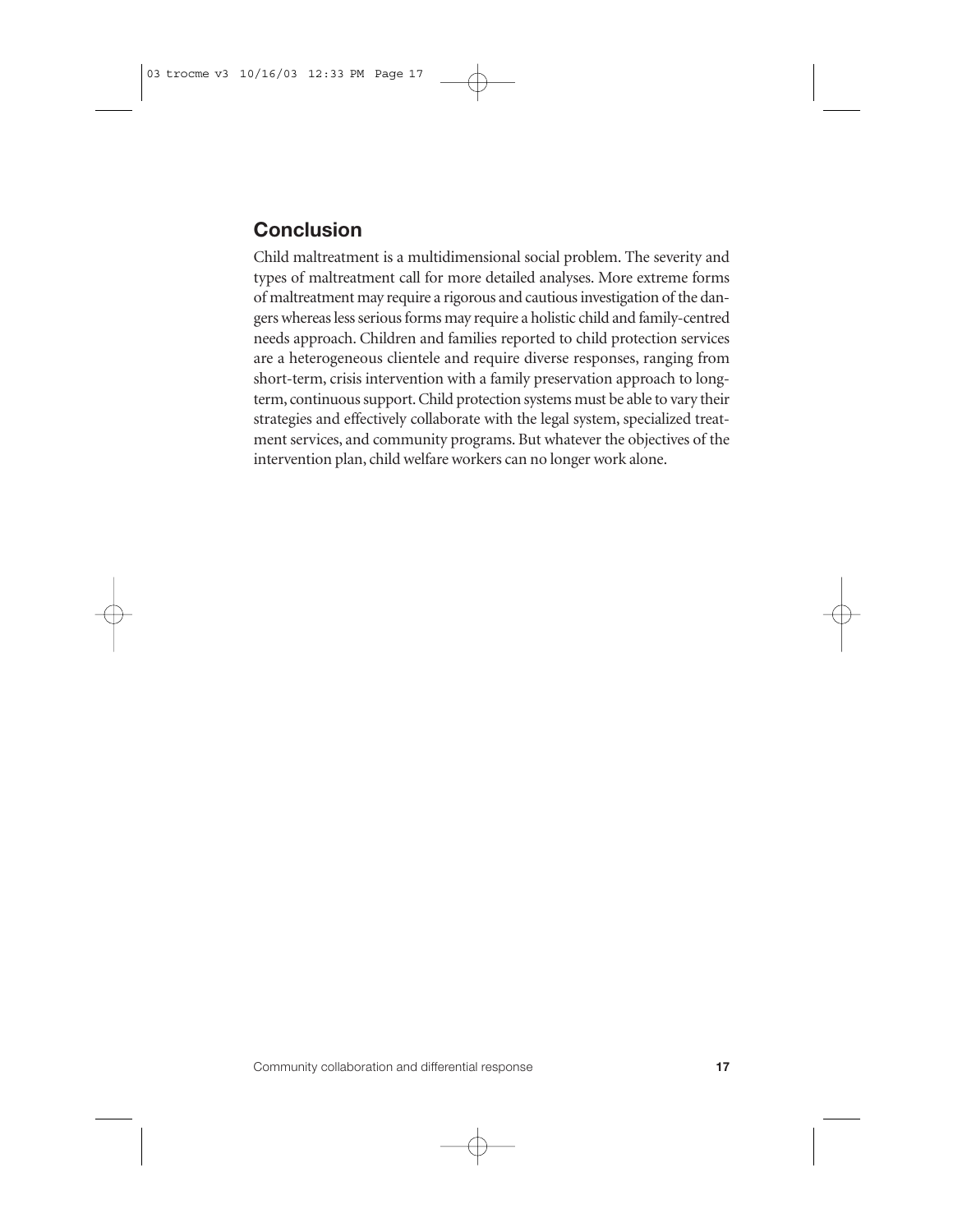## Conclusion

Child maltreatment is a multidimensional social problem. The severity and types of maltreatment call for more detailed analyses. More extreme forms of maltreatment may require a rigorous and cautious investigation of the dangers whereas less serious forms may require a holistic child and family-centred needs approach. Children and families reported to child protection services are a heterogeneous clientele and require diverse responses, ranging from short-term, crisis intervention with a family preservation approach to long-term, continuous support. Child protection systems must be able to vary their strategies and effectively collaborate with the legal system, specialized treatment services, and community programs. But whatever the objectives of the intervention plan, child welfare workers can no longer work alone.